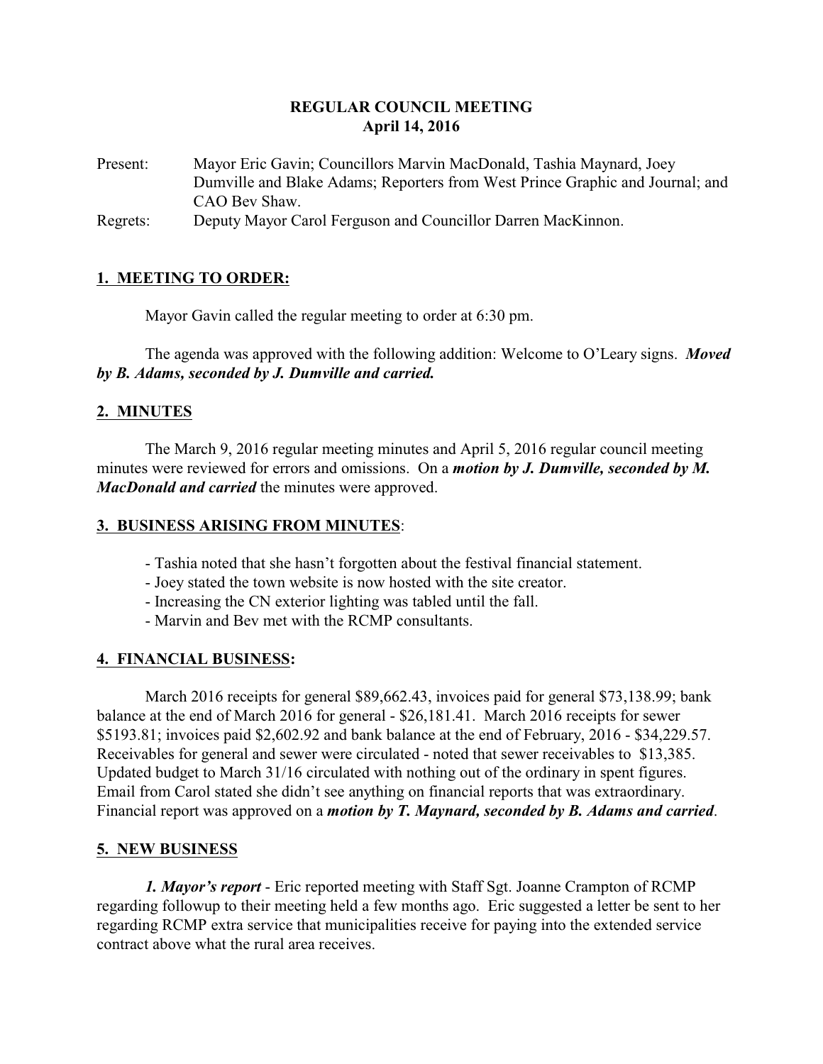**REGULAR COUNCIL MEETING**
**April 14, 2016**

Present: Mayor Eric Gavin; Councillors Marvin MacDonald, Tashia Maynard, Joey Dumville and Blake Adams; Reporters from West Prince Graphic and Journal; and CAO Bev Shaw.

Regrets: Deputy Mayor Carol Ferguson and Councillor Darren MacKinnon.

## 1. MEETING TO ORDER:

Mayor Gavin called the regular meeting to order at 6:30 pm.

The agenda was approved with the following addition: Welcome to O'Leary signs. ***Moved by B. Adams, seconded by J. Dumville and carried.***

## 2. MINUTES

The March 9, 2016 regular meeting minutes and April 5, 2016 regular council meeting minutes were reviewed for errors and omissions. On a ***motion by J. Dumville, seconded by M. MacDonald and carried*** the minutes were approved.

## 3. BUSINESS ARISING FROM MINUTES:

- Tashia noted that she hasn't forgotten about the festival financial statement.
- Joey stated the town website is now hosted with the site creator.
- Increasing the CN exterior lighting was tabled until the fall.
- Marvin and Bev met with the RCMP consultants.

## 4. FINANCIAL BUSINESS:

March 2016 receipts for general $89,662.43, invoices paid for general $73,138.99; bank balance at the end of March 2016 for general - $26,181.41. March 2016 receipts for sewer $5193.81; invoices paid $2,602.92 and bank balance at the end of February, 2016 - $34,229.57. Receivables for general and sewer were circulated - noted that sewer receivables to $13,385. Updated budget to March 31/16 circulated with nothing out of the ordinary in spent figures. Email from Carol stated she didn't see anything on financial reports that was extraordinary. Financial report was approved on a ***motion by T. Maynard, seconded by B. Adams and carried***.

## 5. NEW BUSINESS

***1. Mayor's report*** - Eric reported meeting with Staff Sgt. Joanne Crampton of RCMP regarding followup to their meeting held a few months ago. Eric suggested a letter be sent to her regarding RCMP extra service that municipalities receive for paying into the extended service contract above what the rural area receives.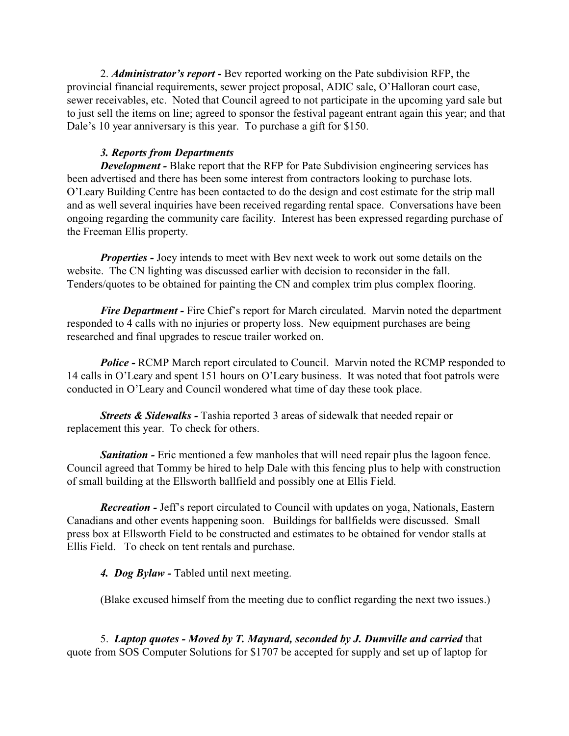2. ***Administrator's report -*** Bev reported working on the Pate subdivision RFP, the provincial financial requirements, sewer project proposal, ADIC sale, O'Halloran court case, sewer receivables, etc. Noted that Council agreed to not participate in the upcoming yard sale but to just sell the items on line; agreed to sponsor the festival pageant entrant again this year; and that Dale's 10 year anniversary is this year. To purchase a gift for $150.

***3. Reports from Departments***

***Development -*** Blake report that the RFP for Pate Subdivision engineering services has been advertised and there has been some interest from contractors looking to purchase lots. O'Leary Building Centre has been contacted to do the design and cost estimate for the strip mall and as well several inquiries have been received regarding rental space. Conversations have been ongoing regarding the community care facility. Interest has been expressed regarding purchase of the Freeman Ellis property.

***Properties -*** Joey intends to meet with Bev next week to work out some details on the website. The CN lighting was discussed earlier with decision to reconsider in the fall. Tenders/quotes to be obtained for painting the CN and complex trim plus complex flooring.

***Fire Department -*** Fire Chief's report for March circulated. Marvin noted the department responded to 4 calls with no injuries or property loss. New equipment purchases are being researched and final upgrades to rescue trailer worked on.

***Police -*** RCMP March report circulated to Council. Marvin noted the RCMP responded to 14 calls in O'Leary and spent 151 hours on O'Leary business. It was noted that foot patrols were conducted in O'Leary and Council wondered what time of day these took place.

***Streets & Sidewalks -*** Tashia reported 3 areas of sidewalk that needed repair or replacement this year. To check for others.

***Sanitation -*** Eric mentioned a few manholes that will need repair plus the lagoon fence. Council agreed that Tommy be hired to help Dale with this fencing plus to help with construction of small building at the Ellsworth ballfield and possibly one at Ellis Field.

***Recreation -*** Jeff's report circulated to Council with updates on yoga, Nationals, Eastern Canadians and other events happening soon. Buildings for ballfields were discussed. Small press box at Ellsworth Field to be constructed and estimates to be obtained for vendor stalls at Ellis Field. To check on tent rentals and purchase.

***4. Dog Bylaw -*** Tabled until next meeting.

(Blake excused himself from the meeting due to conflict regarding the next two issues.)

5. ***Laptop quotes - Moved by T. Maynard, seconded by J. Dumville and carried*** that quote from SOS Computer Solutions for $1707 be accepted for supply and set up of laptop for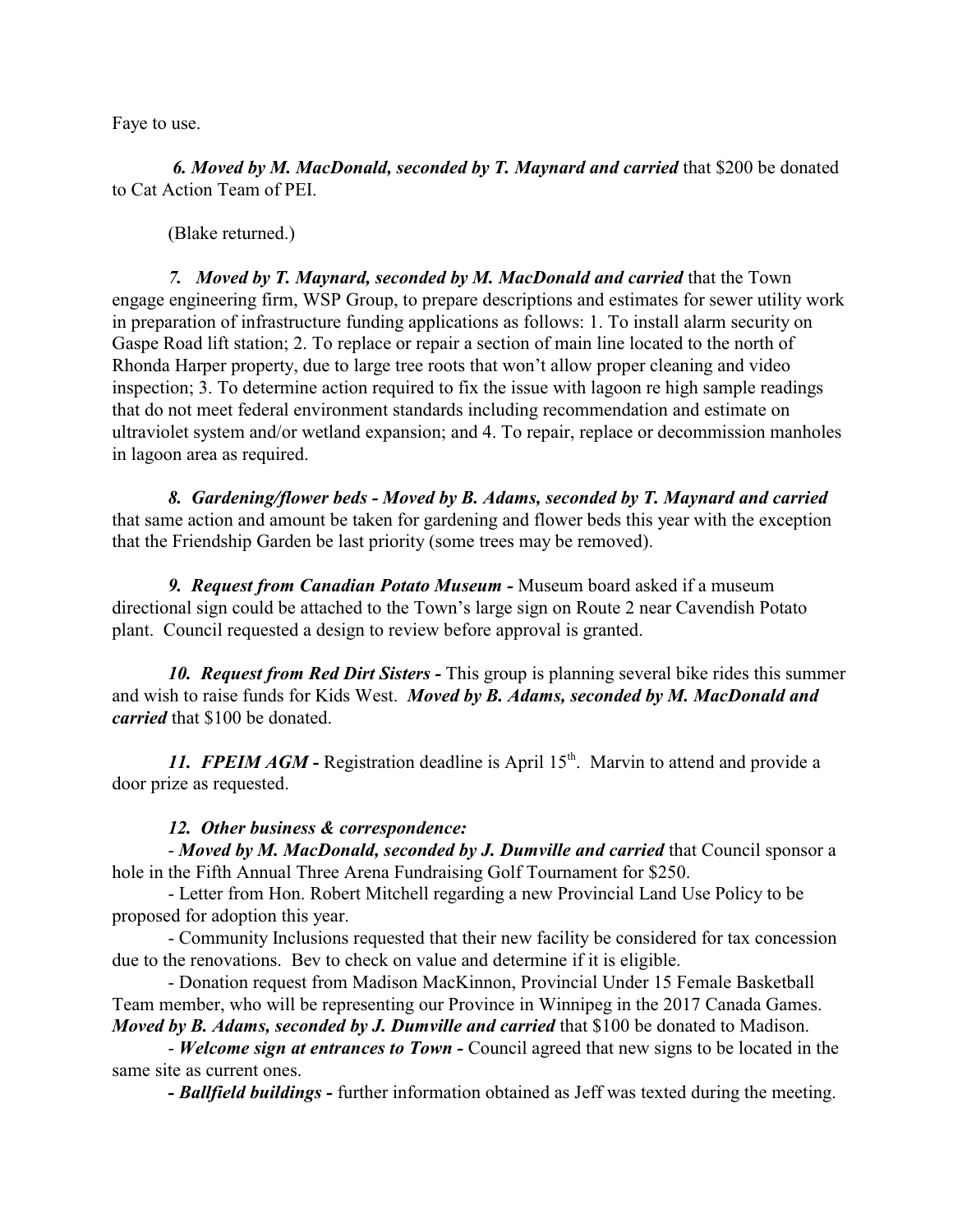Faye to use.

***6. Moved by M. MacDonald, seconded by T. Maynard and carried*** that $200 be donated to Cat Action Team of PEI.

(Blake returned.)

***7. Moved by T. Maynard, seconded by M. MacDonald and carried*** that the Town engage engineering firm, WSP Group, to prepare descriptions and estimates for sewer utility work in preparation of infrastructure funding applications as follows: 1. To install alarm security on Gaspe Road lift station; 2. To replace or repair a section of main line located to the north of Rhonda Harper property, due to large tree roots that won't allow proper cleaning and video inspection; 3. To determine action required to fix the issue with lagoon re high sample readings that do not meet federal environment standards including recommendation and estimate on ultraviolet system and/or wetland expansion; and 4. To repair, replace or decommission manholes in lagoon area as required.

***8. Gardening/flower beds - Moved by B. Adams, seconded by T. Maynard and carried*** that same action and amount be taken for gardening and flower beds this year with the exception that the Friendship Garden be last priority (some trees may be removed).

***9. Request from Canadian Potato Museum -*** Museum board asked if a museum directional sign could be attached to the Town's large sign on Route 2 near Cavendish Potato plant. Council requested a design to review before approval is granted.

***10. Request from Red Dirt Sisters -*** This group is planning several bike rides this summer and wish to raise funds for Kids West. ***Moved by B. Adams, seconded by M. MacDonald and carried*** that $100 be donated.

***11. FPEIM AGM -*** Registration deadline is April 15th. Marvin to attend and provide a door prize as requested.

***12. Other business & correspondence:***

- ***Moved by M. MacDonald, seconded by J. Dumville and carried*** that Council sponsor a hole in the Fifth Annual Three Arena Fundraising Golf Tournament for $250.
- Letter from Hon. Robert Mitchell regarding a new Provincial Land Use Policy to be proposed for adoption this year.
- Community Inclusions requested that their new facility be considered for tax concession due to the renovations. Bev to check on value and determine if it is eligible.
- Donation request from Madison MacKinnon, Provincial Under 15 Female Basketball Team member, who will be representing our Province in Winnipeg in the 2017 Canada Games. ***Moved by B. Adams, seconded by J. Dumville and carried*** that $100 be donated to Madison.
- ***Welcome sign at entrances to Town -*** Council agreed that new signs to be located in the same site as current ones.
- ***Ballfield buildings -*** further information obtained as Jeff was texted during the meeting.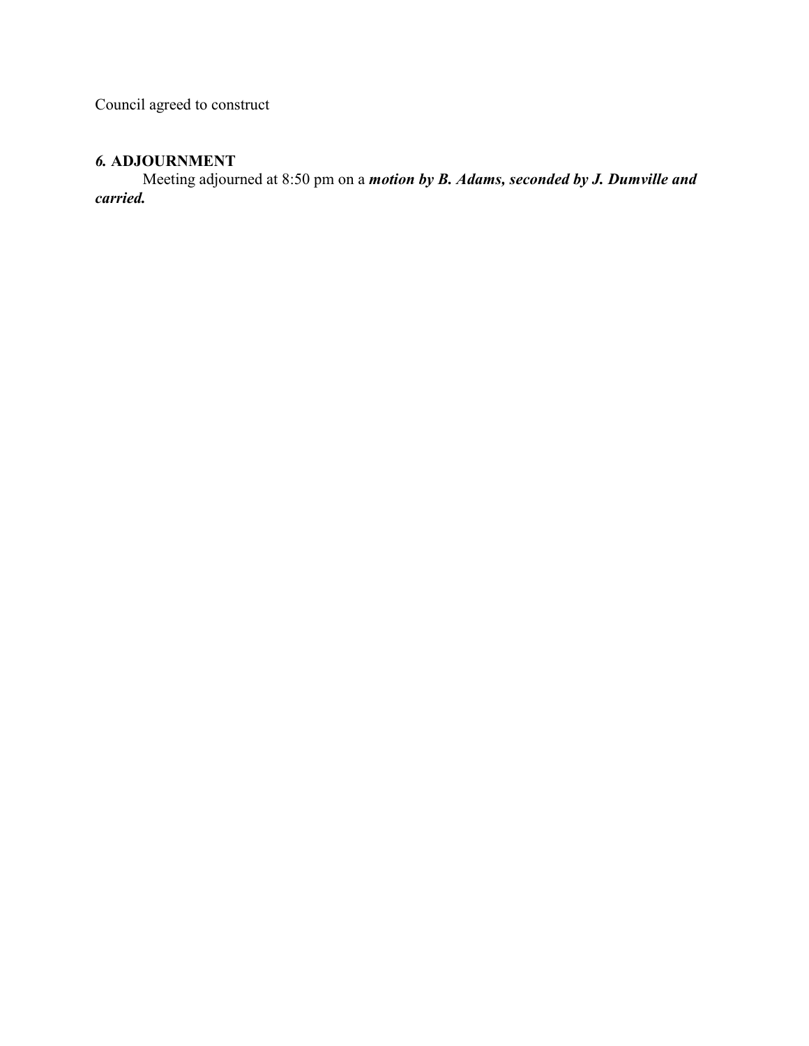Council agreed to construct

***6.*** **ADJOURNMENT**

Meeting adjourned at 8:50 pm on a ***motion by B. Adams, seconded by J. Dumville and carried.***